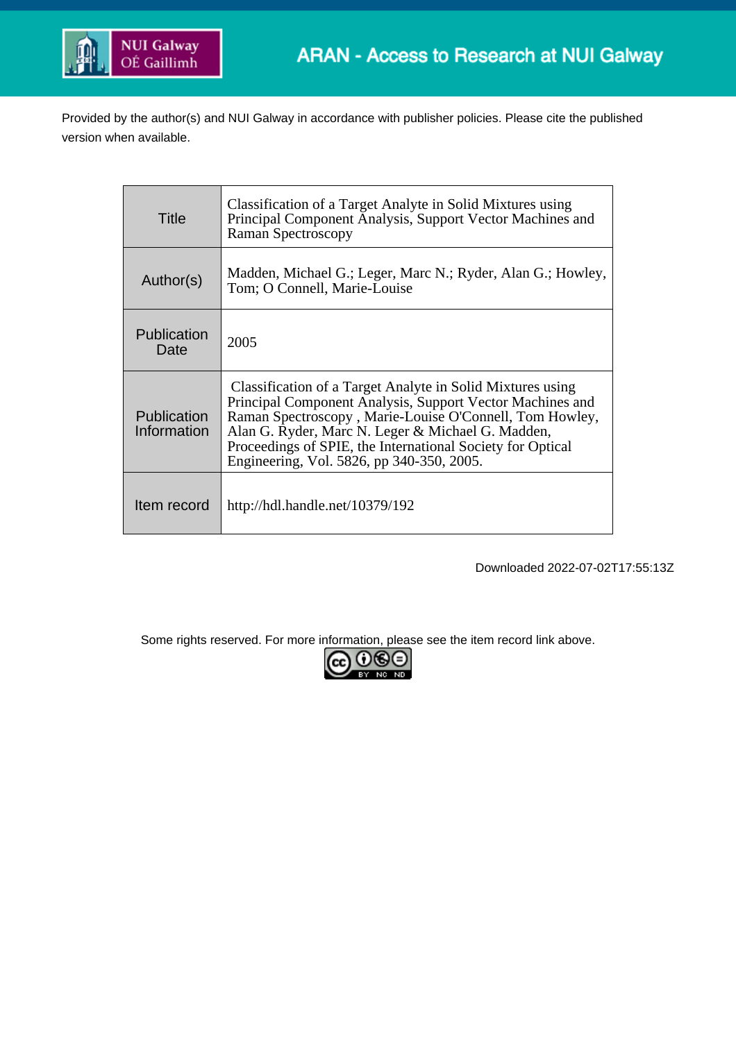ARAN - Access to Research at NUI Galway

Provided by the author(s) and NUI Galway in accordance with publisher policies. Please cite the published version when available.

| | |
|---|---|
| Title | Classification of a Target Analyte in Solid Mixtures using Principal Component Analysis, Support Vector Machines and Raman Spectroscopy |
| Author(s) | Madden, Michael G.; Leger, Marc N.; Ryder, Alan G.; Howley, Tom; O Connell, Marie-Louise |
| Publication Date | 2005 |
| Publication Information | Classification of a Target Analyte in Solid Mixtures using Principal Component Analysis, Support Vector Machines and Raman Spectroscopy , Marie-Louise O'Connell, Tom Howley, Alan G. Ryder, Marc N. Leger & Michael G. Madden, Proceedings of SPIE, the International Society for Optical Engineering, Vol. 5826, pp 340-350, 2005. |
| Item record | http://hdl.handle.net/10379/192 |

Downloaded 2022-07-02T17:55:13Z

Some rights reserved. For more information, please see the item record link above.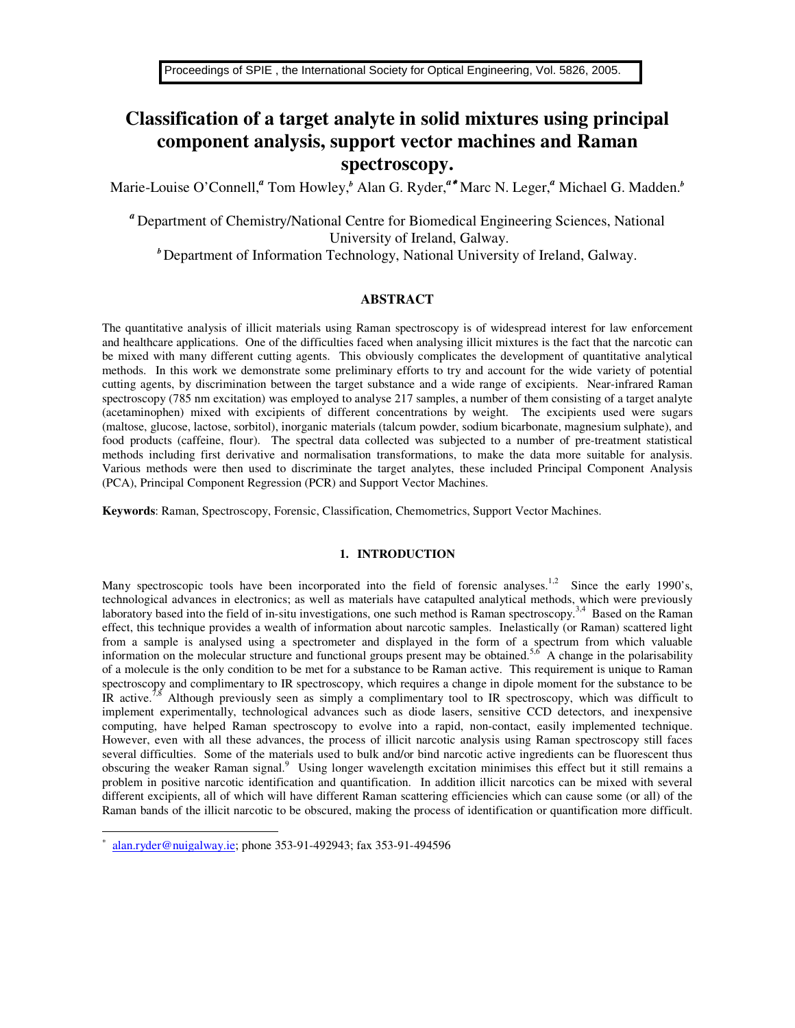Proceedings of SPIE , the International Society for Optical Engineering, Vol. 5826, 2005.

# Classification of a target analyte in solid mixtures using principal component analysis, support vector machines and Raman spectroscopy.

Marie-Louise O'Connell,[a] Tom Howley,[b] Alan G. Ryder,[a*] Marc N. Leger,[a] Michael G. Madden.[b]

[a] Department of Chemistry/National Centre for Biomedical Engineering Sciences, National University of Ireland, Galway.

[b] Department of Information Technology, National University of Ireland, Galway.

## ABSTRACT

The quantitative analysis of illicit materials using Raman spectroscopy is of widespread interest for law enforcement and healthcare applications. One of the difficulties faced when analysing illicit mixtures is the fact that the narcotic can be mixed with many different cutting agents. This obviously complicates the development of quantitative analytical methods. In this work we demonstrate some preliminary efforts to try and account for the wide variety of potential cutting agents, by discrimination between the target substance and a wide range of excipients. Near-infrared Raman spectroscopy (785 nm excitation) was employed to analyse 217 samples, a number of them consisting of a target analyte (acetaminophen) mixed with excipients of different concentrations by weight. The excipients used were sugars (maltose, glucose, lactose, sorbitol), inorganic materials (talcum powder, sodium bicarbonate, magnesium sulphate), and food products (caffeine, flour). The spectral data collected was subjected to a number of pre-treatment statistical methods including first derivative and normalisation transformations, to make the data more suitable for analysis. Various methods were then used to discriminate the target analytes, these included Principal Component Analysis (PCA), Principal Component Regression (PCR) and Support Vector Machines.

**Keywords**: Raman, Spectroscopy, Forensic, Classification, Chemometrics, Support Vector Machines.

## 1. INTRODUCTION

Many spectroscopic tools have been incorporated into the field of forensic analyses.[1,2] Since the early 1990's, technological advances in electronics; as well as materials have catapulted analytical methods, which were previously laboratory based into the field of in-situ investigations, one such method is Raman spectroscopy.[3,4] Based on the Raman effect, this technique provides a wealth of information about narcotic samples. Inelastically (or Raman) scattered light from a sample is analysed using a spectrometer and displayed in the form of a spectrum from which valuable information on the molecular structure and functional groups present may be obtained.[5,6] A change in the polarisability of a molecule is the only condition to be met for a substance to be Raman active. This requirement is unique to Raman spectroscopy and complimentary to IR spectroscopy, which requires a change in dipole moment for the substance to be IR active.[7,8] Although previously seen as simply a complimentary tool to IR spectroscopy, which was difficult to implement experimentally, technological advances such as diode lasers, sensitive CCD detectors, and inexpensive computing, have helped Raman spectroscopy to evolve into a rapid, non-contact, easily implemented technique. However, even with all these advances, the process of illicit narcotic analysis using Raman spectroscopy still faces several difficulties. Some of the materials used to bulk and/or bind narcotic active ingredients can be fluorescent thus obscuring the weaker Raman signal.[9] Using longer wavelength excitation minimises this effect but it still remains a problem in positive narcotic identification and quantification. In addition illicit narcotics can be mixed with several different excipients, all of which will have different Raman scattering efficiencies which can cause some (or all) of the Raman bands of the illicit narcotic to be obscured, making the process of identification or quantification more difficult.

* alan.ryder@nuigalway.ie; phone 353-91-492943; fax 353-91-494596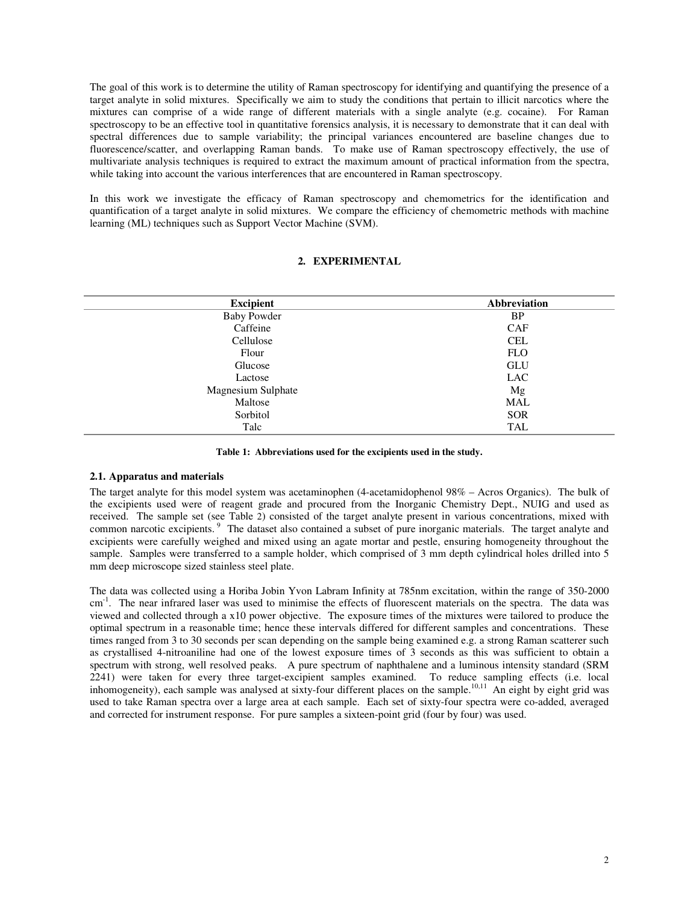The goal of this work is to determine the utility of Raman spectroscopy for identifying and quantifying the presence of a target analyte in solid mixtures. Specifically we aim to study the conditions that pertain to illicit narcotics where the mixtures can comprise of a wide range of different materials with a single analyte (e.g. cocaine). For Raman spectroscopy to be an effective tool in quantitative forensics analysis, it is necessary to demonstrate that it can deal with spectral differences due to sample variability; the principal variances encountered are baseline changes due to fluorescence/scatter, and overlapping Raman bands. To make use of Raman spectroscopy effectively, the use of multivariate analysis techniques is required to extract the maximum amount of practical information from the spectra, while taking into account the various interferences that are encountered in Raman spectroscopy.

In this work we investigate the efficacy of Raman spectroscopy and chemometrics for the identification and quantification of a target analyte in solid mixtures. We compare the efficiency of chemometric methods with machine learning (ML) techniques such as Support Vector Machine (SVM).

## 2. EXPERIMENTAL

| Excipient | Abbreviation |
|---|---|
| Baby Powder | BP |
| Caffeine | CAF |
| Cellulose | CEL |
| Flour | FLO |
| Glucose | GLU |
| Lactose | LAC |
| Magnesium Sulphate | Mg |
| Maltose | MAL |
| Sorbitol | SOR |
| Talc | TAL |

**Table 1: Abbreviations used for the excipients used in the study.**

### 2.1. Apparatus and materials

The target analyte for this model system was acetaminophen (4-acetamidophenol 98% – Acros Organics). The bulk of the excipients used were of reagent grade and procured from the Inorganic Chemistry Dept., NUIG and used as received. The sample set (see Table 2) consisted of the target analyte present in various concentrations, mixed with common narcotic excipients.[9] The dataset also contained a subset of pure inorganic materials. The target analyte and excipients were carefully weighed and mixed using an agate mortar and pestle, ensuring homogeneity throughout the sample. Samples were transferred to a sample holder, which comprised of 3 mm depth cylindrical holes drilled into 5 mm deep microscope sized stainless steel plate.

The data was collected using a Horiba Jobin Yvon Labram Infinity at 785nm excitation, within the range of 350-2000 $cm^{-1}$. The near infrared laser was used to minimise the effects of fluorescent materials on the spectra. The data was viewed and collected through a x10 power objective. The exposure times of the mixtures were tailored to produce the optimal spectrum in a reasonable time; hence these intervals differed for different samples and concentrations. These times ranged from 3 to 30 seconds per scan depending on the sample being examined e.g. a strong Raman scatterer such as crystallised 4-nitroaniline had one of the lowest exposure times of 3 seconds as this was sufficient to obtain a spectrum with strong, well resolved peaks. A pure spectrum of naphthalene and a luminous intensity standard (SRM 2241) were taken for every three target-excipient samples examined. To reduce sampling effects (i.e. local inhomogeneity), each sample was analysed at sixty-four different places on the sample.[10,11] An eight by eight grid was used to take Raman spectra over a large area at each sample. Each set of sixty-four spectra were co-added, averaged and corrected for instrument response. For pure samples a sixteen-point grid (four by four) was used.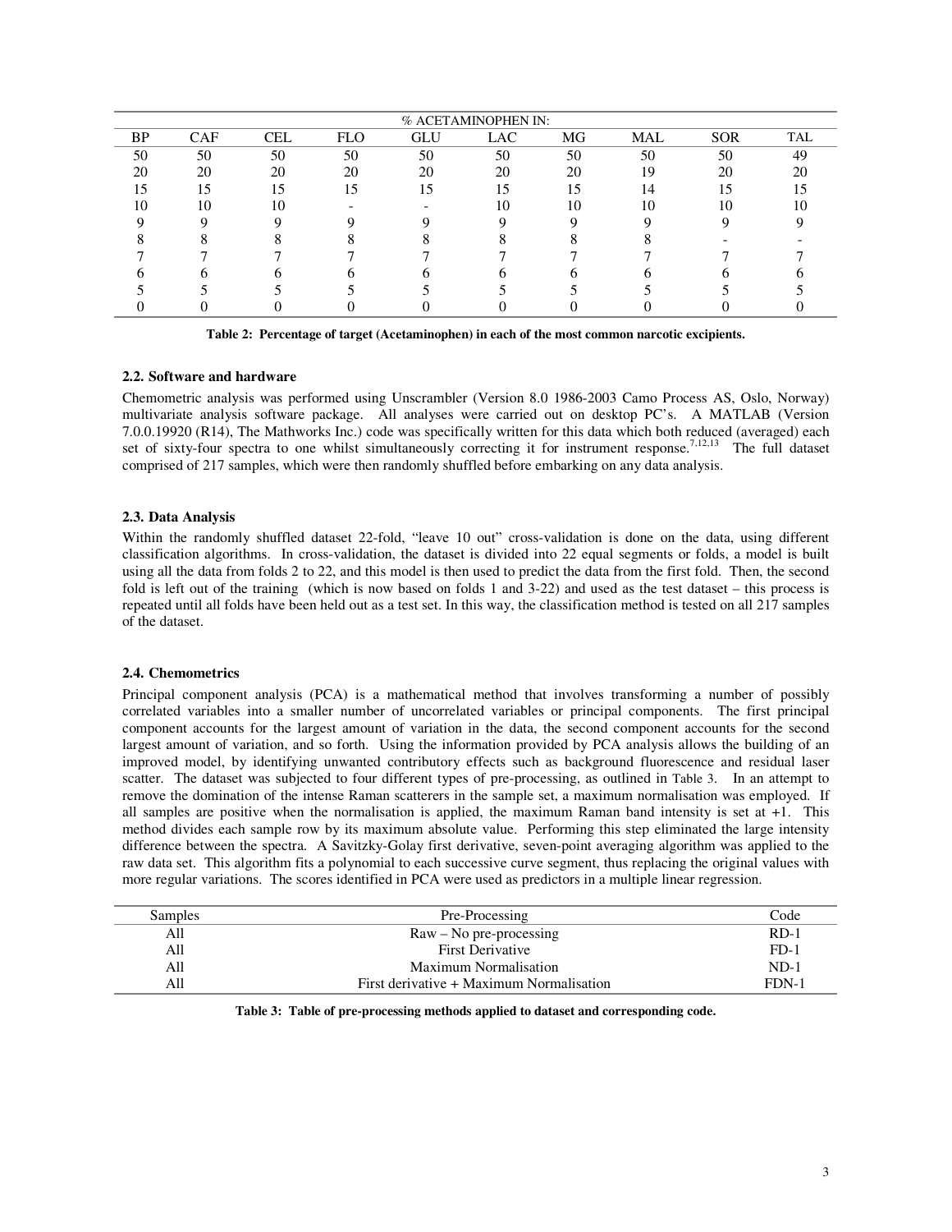| % ACETAMINOPHEN IN: | | | | | | | | | |
|---|---|---|---|---|---|---|---|---|---|
| BP | CAF | CEL | FLO | GLU | LAC | MG | MAL | SOR | TAL |
| 50 | 50 | 50 | 50 | 50 | 50 | 50 | 50 | 50 | 49 |
| 20 | 20 | 20 | 20 | 20 | 20 | 20 | 19 | 20 | 20 |
| 15 | 15 | 15 | 15 | 15 | 15 | 15 | 14 | 15 | 15 |
| 10 | 10 | 10 | - | - | 10 | 10 | 10 | 10 | 10 |
| 9 | 9 | 9 | 9 | 9 | 9 | 9 | 9 | 9 | 9 |
| 8 | 8 | 8 | 8 | 8 | 8 | 8 | 8 | - | - |
| 7 | 7 | 7 | 7 | 7 | 7 | 7 | 7 | 7 | 7 |
| 6 | 6 | 6 | 6 | 6 | 6 | 6 | 6 | 6 | 6 |
| 5 | 5 | 5 | 5 | 5 | 5 | 5 | 5 | 5 | 5 |
| 0 | 0 | 0 | 0 | 0 | 0 | 0 | 0 | 0 | 0 |

**Table 2: Percentage of target (Acetaminophen) in each of the most common narcotic excipients.**

### 2.2. Software and hardware

Chemometric analysis was performed using Unscrambler (Version 8.0 1986-2003 Camo Process AS, Oslo, Norway) multivariate analysis software package. All analyses were carried out on desktop PC's. A MATLAB (Version 7.0.0.19920 (R14), The Mathworks Inc.) code was specifically written for this data which both reduced (averaged) each set of sixty-four spectra to one whilst simultaneously correcting it for instrument response.[7,12,13] The full dataset comprised of 217 samples, which were then randomly shuffled before embarking on any data analysis.

### 2.3. Data Analysis

Within the randomly shuffled dataset 22-fold, "leave 10 out" cross-validation is done on the data, using different classification algorithms. In cross-validation, the dataset is divided into 22 equal segments or folds, a model is built using all the data from folds 2 to 22, and this model is then used to predict the data from the first fold. Then, the second fold is left out of the training (which is now based on folds 1 and 3-22) and used as the test dataset – this process is repeated until all folds have been held out as a test set. In this way, the classification method is tested on all 217 samples of the dataset.

### 2.4. Chemometrics

Principal component analysis (PCA) is a mathematical method that involves transforming a number of possibly correlated variables into a smaller number of uncorrelated variables or principal components. The first principal component accounts for the largest amount of variation in the data, the second component accounts for the second largest amount of variation, and so forth. Using the information provided by PCA analysis allows the building of an improved model, by identifying unwanted contributory effects such as background fluorescence and residual laser scatter. The dataset was subjected to four different types of pre-processing, as outlined in Table 3. In an attempt to remove the domination of the intense Raman scatterers in the sample set, a maximum normalisation was employed. If all samples are positive when the normalisation is applied, the maximum Raman band intensity is set at +1. This method divides each sample row by its maximum absolute value. Performing this step eliminated the large intensity difference between the spectra. A Savitzky-Golay first derivative, seven-point averaging algorithm was applied to the raw data set. This algorithm fits a polynomial to each successive curve segment, thus replacing the original values with more regular variations. The scores identified in PCA were used as predictors in a multiple linear regression.

| Samples | Pre-Processing | Code |
|---|---|---|
| All | Raw – No pre-processing | RD-1 |
| All | First Derivative | FD-1 |
| All | Maximum Normalisation | ND-1 |
| All | First derivative + Maximum Normalisation | FDN-1 |

**Table 3: Table of pre-processing methods applied to dataset and corresponding code.**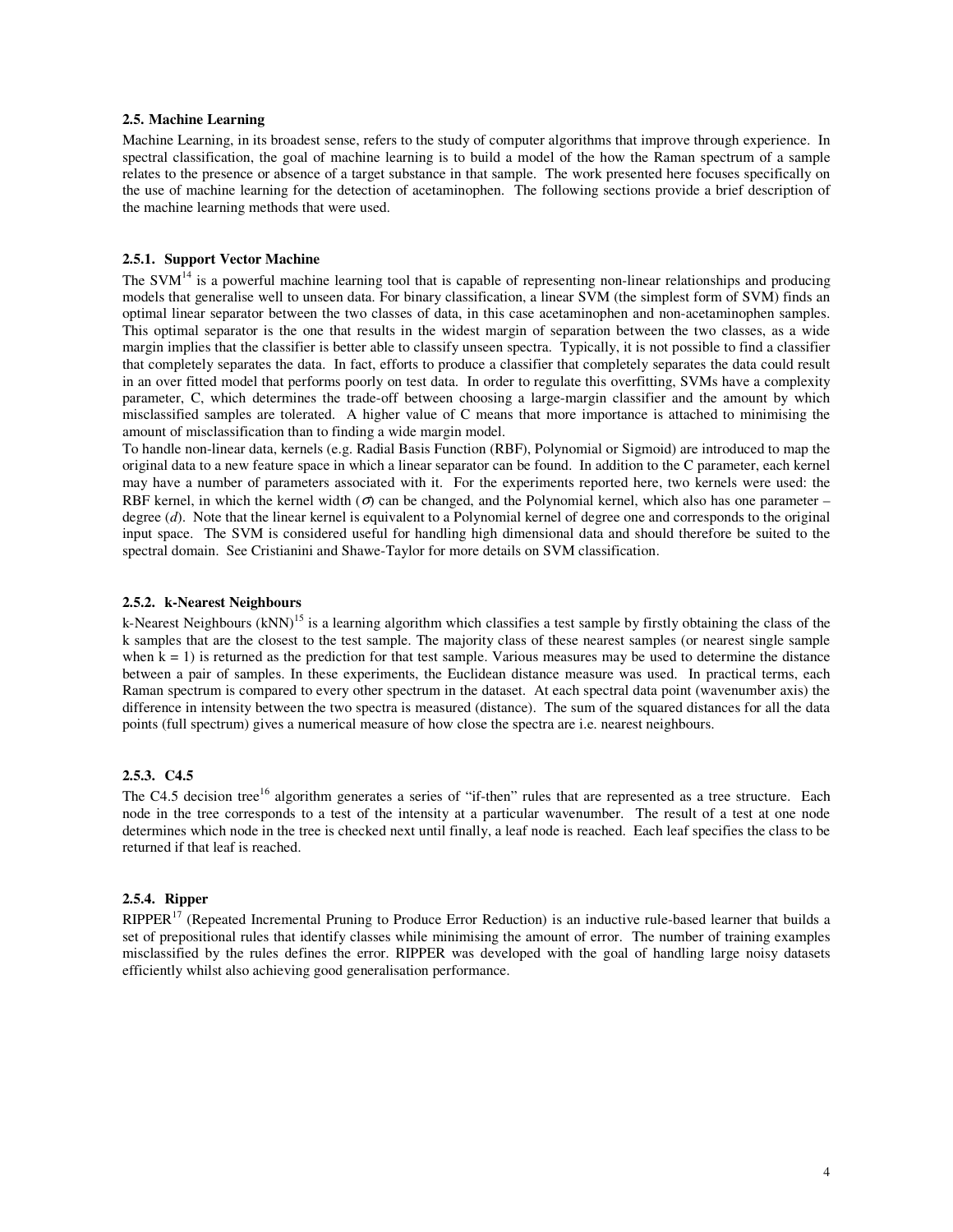### 2.5. Machine Learning

Machine Learning, in its broadest sense, refers to the study of computer algorithms that improve through experience. In spectral classification, the goal of machine learning is to build a model of the how the Raman spectrum of a sample relates to the presence or absence of a target substance in that sample. The work presented here focuses specifically on the use of machine learning for the detection of acetaminophen. The following sections provide a brief description of the machine learning methods that were used.

#### 2.5.1. Support Vector Machine

The SVM[14] is a powerful machine learning tool that is capable of representing non-linear relationships and producing models that generalise well to unseen data. For binary classification, a linear SVM (the simplest form of SVM) finds an optimal linear separator between the two classes of data, in this case acetaminophen and non-acetaminophen samples. This optimal separator is the one that results in the widest margin of separation between the two classes, as a wide margin implies that the classifier is better able to classify unseen spectra. Typically, it is not possible to find a classifier that completely separates the data. In fact, efforts to produce a classifier that completely separates the data could result in an over fitted model that performs poorly on test data. In order to regulate this overfitting, SVMs have a complexity parameter, C, which determines the trade-off between choosing a large-margin classifier and the amount by which misclassified samples are tolerated. A higher value of C means that more importance is attached to minimising the amount of misclassification than to finding a wide margin model.

To handle non-linear data, kernels (e.g. Radial Basis Function (RBF), Polynomial or Sigmoid) are introduced to map the original data to a new feature space in which a linear separator can be found. In addition to the C parameter, each kernel may have a number of parameters associated with it. For the experiments reported here, two kernels were used: the RBF kernel, in which the kernel width ($\sigma$) can be changed, and the Polynomial kernel, which also has one parameter – degree ($d$). Note that the linear kernel is equivalent to a Polynomial kernel of degree one and corresponds to the original input space. The SVM is considered useful for handling high dimensional data and should therefore be suited to the spectral domain. See Cristianini and Shawe-Taylor for more details on SVM classification.

#### 2.5.2. k-Nearest Neighbours

k-Nearest Neighbours (kNN)[15] is a learning algorithm which classifies a test sample by firstly obtaining the class of the k samples that are the closest to the test sample. The majority class of these nearest samples (or nearest single sample when k = 1) is returned as the prediction for that test sample. Various measures may be used to determine the distance between a pair of samples. In these experiments, the Euclidean distance measure was used. In practical terms, each Raman spectrum is compared to every other spectrum in the dataset. At each spectral data point (wavenumber axis) the difference in intensity between the two spectra is measured (distance). The sum of the squared distances for all the data points (full spectrum) gives a numerical measure of how close the spectra are i.e. nearest neighbours.

#### 2.5.3. C4.5

The C4.5 decision tree[16] algorithm generates a series of "if-then" rules that are represented as a tree structure. Each node in the tree corresponds to a test of the intensity at a particular wavenumber. The result of a test at one node determines which node in the tree is checked next until finally, a leaf node is reached. Each leaf specifies the class to be returned if that leaf is reached.

#### 2.5.4. Ripper

RIPPER[17] (Repeated Incremental Pruning to Produce Error Reduction) is an inductive rule-based learner that builds a set of prepositional rules that identify classes while minimising the amount of error. The number of training examples misclassified by the rules defines the error. RIPPER was developed with the goal of handling large noisy datasets efficiently whilst also achieving good generalisation performance.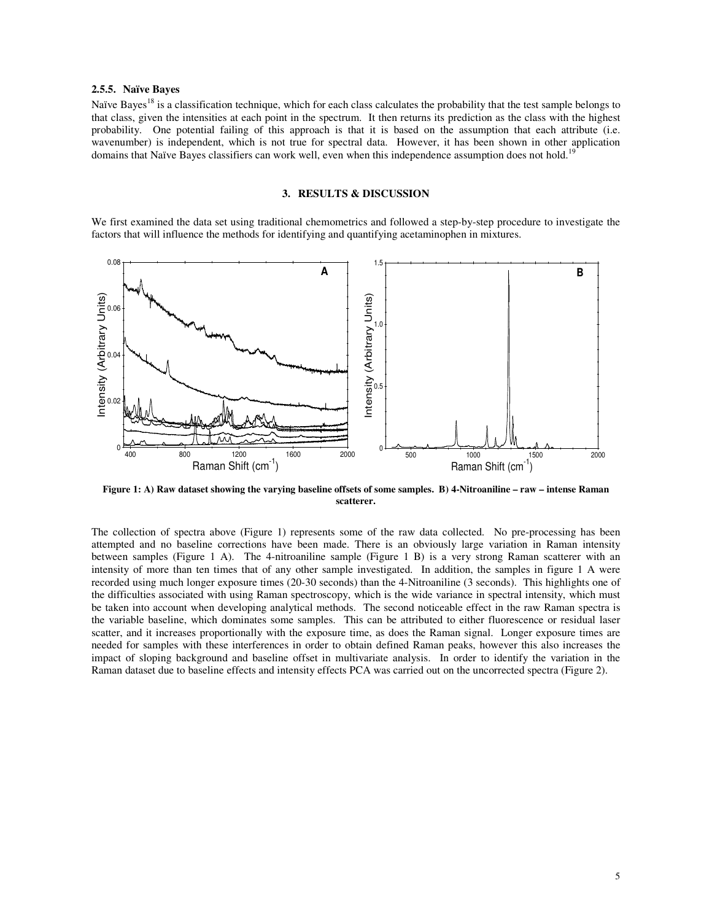#### 2.5.5. Naïve Bayes

Naïve Bayes[18] is a classification technique, which for each class calculates the probability that the test sample belongs to that class, given the intensities at each point in the spectrum. It then returns its prediction as the class with the highest probability. One potential failing of this approach is that it is based on the assumption that each attribute (i.e. wavenumber) is independent, which is not true for spectral data. However, it has been shown in other application domains that Naïve Bayes classifiers can work well, even when this independence assumption does not hold.[19]

## 3. RESULTS & DISCUSSION

We first examined the data set using traditional chemometrics and followed a step-by-step procedure to investigate the factors that will influence the methods for identifying and quantifying acetaminophen in mixtures.

**Figure 1: A) Raw dataset showing the varying baseline offsets of some samples. B) 4-Nitroaniline – raw – intense Raman scatterer.**

The collection of spectra above (Figure 1) represents some of the raw data collected. No pre-processing has been attempted and no baseline corrections have been made. There is an obviously large variation in Raman intensity between samples (Figure 1 A). The 4-nitroaniline sample (Figure 1 B) is a very strong Raman scatterer with an intensity of more than ten times that of any other sample investigated. In addition, the samples in figure 1 A were recorded using much longer exposure times (20-30 seconds) than the 4-Nitroaniline (3 seconds). This highlights one of the difficulties associated with using Raman spectroscopy, which is the wide variance in spectral intensity, which must be taken into account when developing analytical methods. The second noticeable effect in the raw Raman spectra is the variable baseline, which dominates some samples. This can be attributed to either fluorescence or residual laser scatter, and it increases proportionally with the exposure time, as does the Raman signal. Longer exposure times are needed for samples with these interferences in order to obtain defined Raman peaks, however this also increases the impact of sloping background and baseline offset in multivariate analysis. In order to identify the variation in the Raman dataset due to baseline effects and intensity effects PCA was carried out on the uncorrected spectra (Figure 2).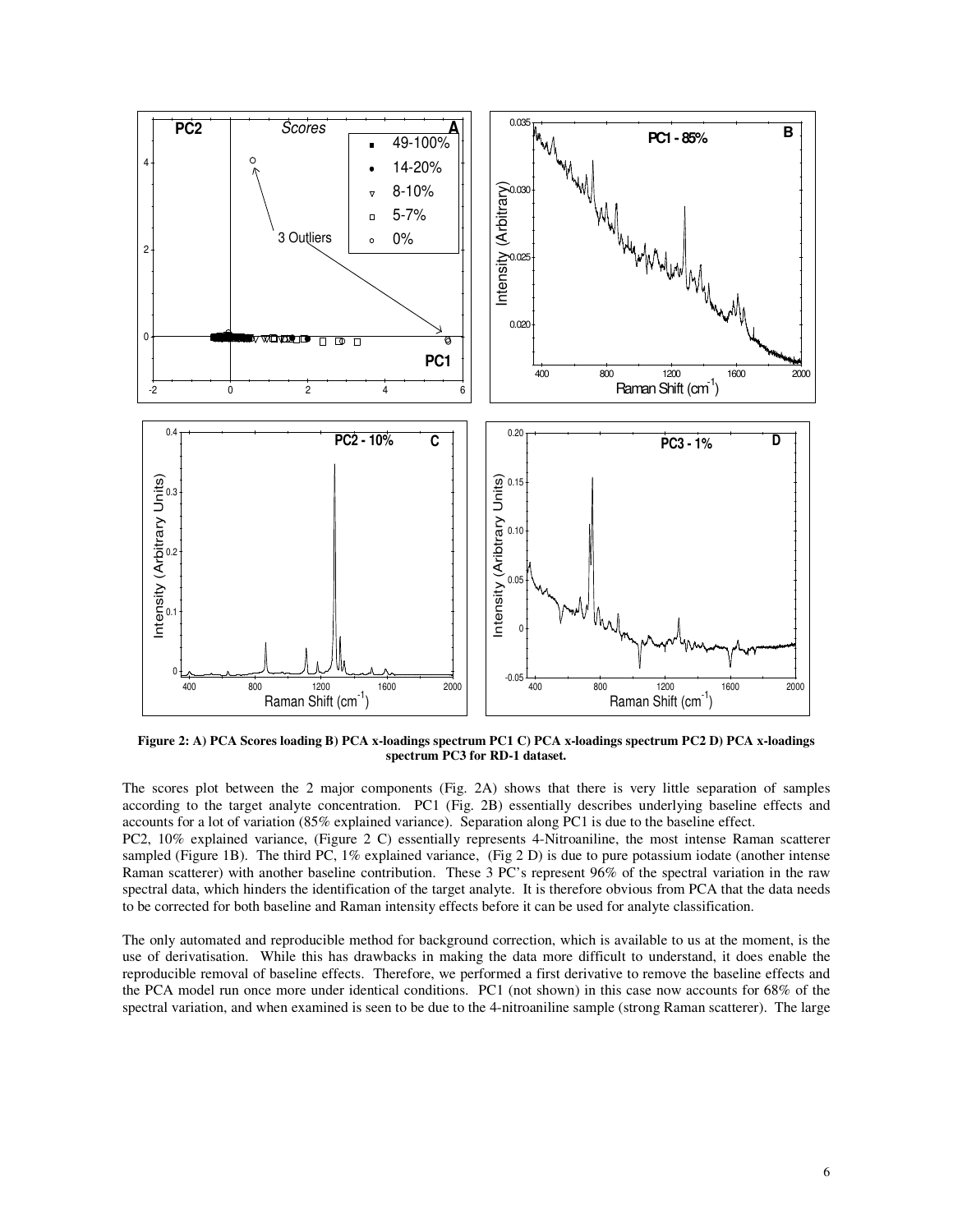**Figure 2: A) PCA Scores loading B) PCA x-loadings spectrum PC1 C) PCA x-loadings spectrum PC2 D) PCA x-loadings spectrum PC3 for RD-1 dataset.**

The scores plot between the 2 major components (Fig. 2A) shows that there is very little separation of samples according to the target analyte concentration. PC1 (Fig. 2B) essentially describes underlying baseline effects and accounts for a lot of variation (85% explained variance). Separation along PC1 is due to the baseline effect.
PC2, 10% explained variance, (Figure 2 C) essentially represents 4-Nitroaniline, the most intense Raman scatterer sampled (Figure 1B). The third PC, 1% explained variance, (Fig 2 D) is due to pure potassium iodate (another intense Raman scatterer) with another baseline contribution. These 3 PC's represent 96% of the spectral variation in the raw spectral data, which hinders the identification of the target analyte. It is therefore obvious from PCA that the data needs to be corrected for both baseline and Raman intensity effects before it can be used for analyte classification.

The only automated and reproducible method for background correction, which is available to us at the moment, is the use of derivatisation. While this has drawbacks in making the data more difficult to understand, it does enable the reproducible removal of baseline effects. Therefore, we performed a first derivative to remove the baseline effects and the PCA model run once more under identical conditions. PC1 (not shown) in this case now accounts for 68% of the spectral variation, and when examined is seen to be due to the 4-nitroaniline sample (strong Raman scatterer). The large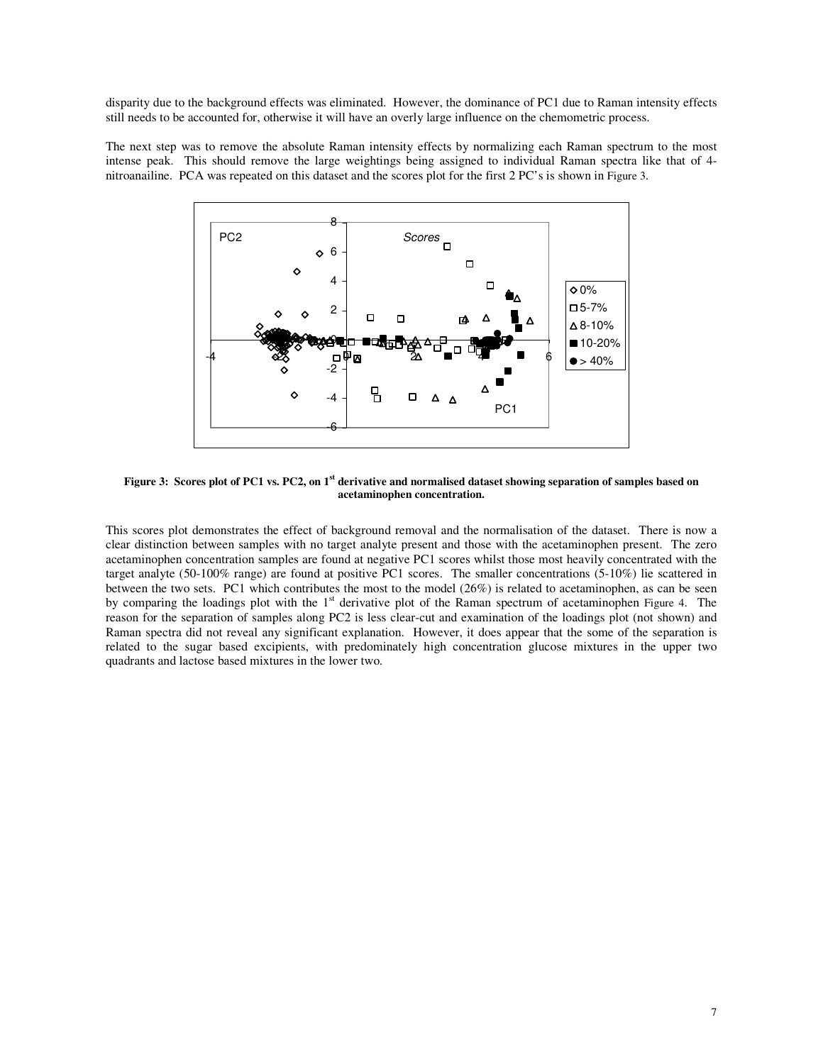disparity due to the background effects was eliminated. However, the dominance of PC1 due to Raman intensity effects still needs to be accounted for, otherwise it will have an overly large influence on the chemometric process.

The next step was to remove the absolute Raman intensity effects by normalizing each Raman spectrum to the most intense peak. This should remove the large weightings being assigned to individual Raman spectra like that of 4-nitroanailine. PCA was repeated on this dataset and the scores plot for the first 2 PC's is shown in Figure 3.

**Figure 3: Scores plot of PC1 vs. PC2, on 1st derivative and normalised dataset showing separation of samples based on acetaminophen concentration.**

This scores plot demonstrates the effect of background removal and the normalisation of the dataset. There is now a clear distinction between samples with no target analyte present and those with the acetaminophen present. The zero acetaminophen concentration samples are found at negative PC1 scores whilst those most heavily concentrated with the target analyte (50-100% range) are found at positive PC1 scores. The smaller concentrations (5-10%) lie scattered in between the two sets. PC1 which contributes the most to the model (26%) is related to acetaminophen, as can be seen by comparing the loadings plot with the 1st derivative plot of the Raman spectrum of acetaminophen Figure 4. The reason for the separation of samples along PC2 is less clear-cut and examination of the loadings plot (not shown) and Raman spectra did not reveal any significant explanation. However, it does appear that the some of the separation is related to the sugar based excipients, with predominately high concentration glucose mixtures in the upper two quadrants and lactose based mixtures in the lower two.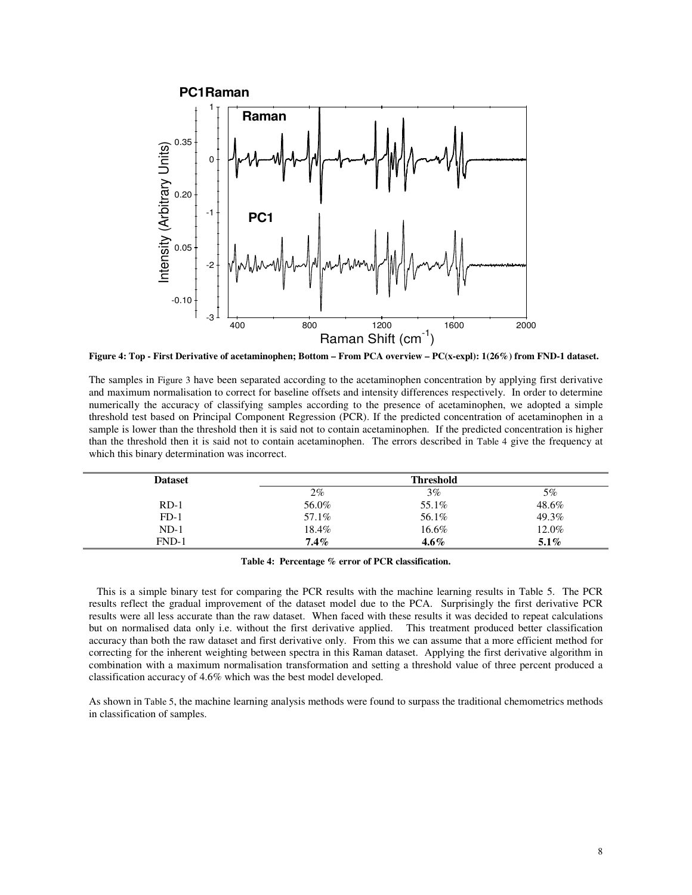**Figure 4: Top - First Derivative of acetaminophen; Bottom – From PCA overview – PC(x-expl): 1(26%) from FND-1 dataset.**

The samples in Figure 3 have been separated according to the acetaminophen concentration by applying first derivative and maximum normalisation to correct for baseline offsets and intensity differences respectively. In order to determine numerically the accuracy of classifying samples according to the presence of acetaminophen, we adopted a simple threshold test based on Principal Component Regression (PCR). If the predicted concentration of acetaminophen in a sample is lower than the threshold then it is said not to contain acetaminophen. If the predicted concentration is higher than the threshold then it is said not to contain acetaminophen. The errors described in Table 4 give the frequency at which this binary determination was incorrect.

| Dataset | Threshold | | |
|---|---|---|---|
| | 2% | 3% | 5% |
| RD-1 | 56.0% | 55.1% | 48.6% |
| FD-1 | 57.1% | 56.1% | 49.3% |
| ND-1 | 18.4% | 16.6% | 12.0% |
| FND-1 | **7.4%** | **4.6%** | **5.1%** |

**Table 4: Percentage % error of PCR classification.**

This is a simple binary test for comparing the PCR results with the machine learning results in Table 5. The PCR results reflect the gradual improvement of the dataset model due to the PCA. Surprisingly the first derivative PCR results were all less accurate than the raw dataset. When faced with these results it was decided to repeat calculations but on normalised data only i.e. without the first derivative applied. This treatment produced better classification accuracy than both the raw dataset and first derivative only. From this we can assume that a more efficient method for correcting for the inherent weighting between spectra in this Raman dataset. Applying the first derivative algorithm in combination with a maximum normalisation transformation and setting a threshold value of three percent produced a classification accuracy of 4.6% which was the best model developed.

As shown in Table 5, the machine learning analysis methods were found to surpass the traditional chemometrics methods in classification of samples.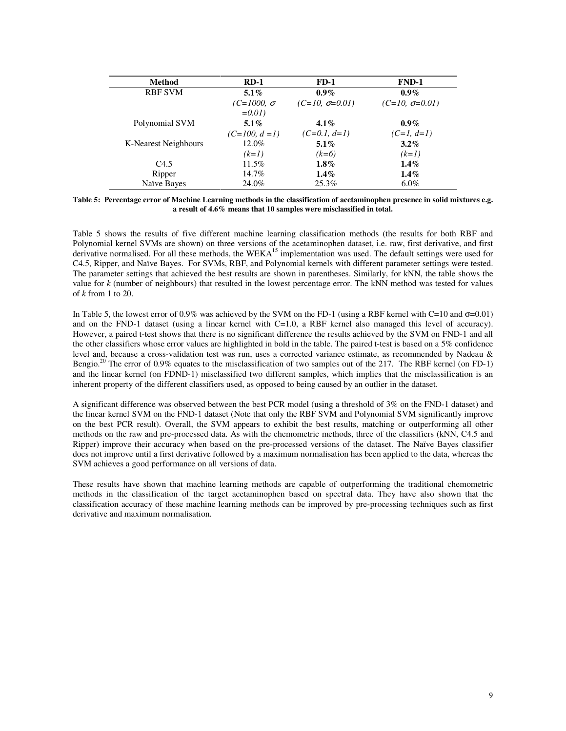| Method | RD-1 | FD-1 | FND-1 |
|---|---|---|---|
| RBF SVM | **5.1%** *(C=1000, σ =0.01)* | **0.9%** *(C=10, σ=0.01)* | **0.9%** *(C=10, σ=0.01)* |
| Polynomial SVM | **5.1%** *(C=100, d =1)* | **4.1%** *(C=0.1, d=1)* | **0.9%** *(C=1, d=1)* |
| K-Nearest Neighbours | 12.0% *(k=1)* | **5.1%** *(k=6)* | **3.2%** *(k=1)* |
| C4.5 | 11.5% | **1.8%** | **1.4%** |
| Ripper | 14.7% | **1.4%** | **1.4%** |
| Naïve Bayes | 24.0% | 25.3% | 6.0% |

**Table 5: Percentage error of Machine Learning methods in the classification of acetaminophen presence in solid mixtures e.g. a result of 4.6% means that 10 samples were misclassified in total.**

Table 5 shows the results of five different machine learning classification methods (the results for both RBF and Polynomial kernel SVMs are shown) on three versions of the acetaminophen dataset, i.e. raw, first derivative, and first derivative normalised. For all these methods, the WEKA[15] implementation was used. The default settings were used for C4.5, Ripper, and Naïve Bayes. For SVMs, RBF, and Polynomial kernels with different parameter settings were tested. The parameter settings that achieved the best results are shown in parentheses. Similarly, for kNN, the table shows the value for *k* (number of neighbours) that resulted in the lowest percentage error. The kNN method was tested for values of *k* from 1 to 20.

In Table 5, the lowest error of 0.9% was achieved by the SVM on the FD-1 (using a RBF kernel with C=10 and σ=0.01) and on the FND-1 dataset (using a linear kernel with C=1.0, a RBF kernel also managed this level of accuracy). However, a paired t-test shows that there is no significant difference the results achieved by the SVM on FND-1 and all the other classifiers whose error values are highlighted in bold in the table. The paired t-test is based on a 5% confidence level and, because a cross-validation test was run, uses a corrected variance estimate, as recommended by Nadeau & Bengio.[20] The error of 0.9% equates to the misclassification of two samples out of the 217. The RBF kernel (on FD-1) and the linear kernel (on FDND-1) misclassified two different samples, which implies that the misclassification is an inherent property of the different classifiers used, as opposed to being caused by an outlier in the dataset.

A significant difference was observed between the best PCR model (using a threshold of 3% on the FND-1 dataset) and the linear kernel SVM on the FND-1 dataset (Note that only the RBF SVM and Polynomial SVM significantly improve on the best PCR result). Overall, the SVM appears to exhibit the best results, matching or outperforming all other methods on the raw and pre-processed data. As with the chemometric methods, three of the classifiers (kNN, C4.5 and Ripper) improve their accuracy when based on the pre-processed versions of the dataset. The Naïve Bayes classifier does not improve until a first derivative followed by a maximum normalisation has been applied to the data, whereas the SVM achieves a good performance on all versions of data.

These results have shown that machine learning methods are capable of outperforming the traditional chemometric methods in the classification of the target acetaminophen based on spectral data. They have also shown that the classification accuracy of these machine learning methods can be improved by pre-processing techniques such as first derivative and maximum normalisation.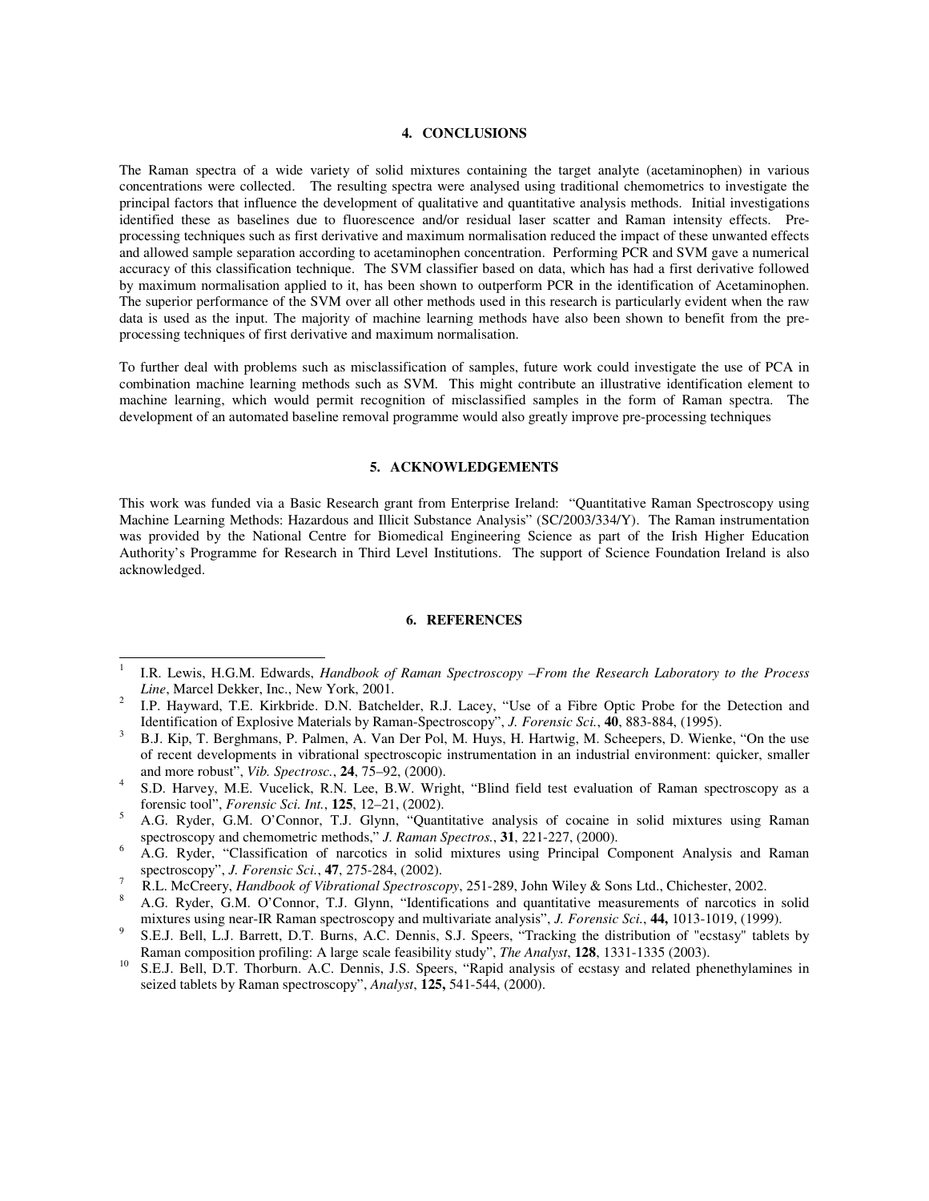## 4. CONCLUSIONS

The Raman spectra of a wide variety of solid mixtures containing the target analyte (acetaminophen) in various concentrations were collected. The resulting spectra were analysed using traditional chemometrics to investigate the principal factors that influence the development of qualitative and quantitative analysis methods. Initial investigations identified these as baselines due to fluorescence and/or residual laser scatter and Raman intensity effects. Pre-processing techniques such as first derivative and maximum normalisation reduced the impact of these unwanted effects and allowed sample separation according to acetaminophen concentration. Performing PCR and SVM gave a numerical accuracy of this classification technique. The SVM classifier based on data, which has had a first derivative followed by maximum normalisation applied to it, has been shown to outperform PCR in the identification of Acetaminophen. The superior performance of the SVM over all other methods used in this research is particularly evident when the raw data is used as the input. The majority of machine learning methods have also been shown to benefit from the pre-processing techniques of first derivative and maximum normalisation.

To further deal with problems such as misclassification of samples, future work could investigate the use of PCA in combination machine learning methods such as SVM. This might contribute an illustrative identification element to machine learning, which would permit recognition of misclassified samples in the form of Raman spectra. The development of an automated baseline removal programme would also greatly improve pre-processing techniques

## 5. ACKNOWLEDGEMENTS

This work was funded via a Basic Research grant from Enterprise Ireland: "Quantitative Raman Spectroscopy using Machine Learning Methods: Hazardous and Illicit Substance Analysis" (SC/2003/334/Y). The Raman instrumentation was provided by the National Centre for Biomedical Engineering Science as part of the Irish Higher Education Authority's Programme for Research in Third Level Institutions. The support of Science Foundation Ireland is also acknowledged.

## 6. REFERENCES

1. I.R. Lewis, H.G.M. Edwards, *Handbook of Raman Spectroscopy –From the Research Laboratory to the Process Line*, Marcel Dekker, Inc., New York, 2001.
2. I.P. Hayward, T.E. Kirkbride. D.N. Batchelder, R.J. Lacey, "Use of a Fibre Optic Probe for the Detection and Identification of Explosive Materials by Raman-Spectroscopy", *J. Forensic Sci.*, **40**, 883-884, (1995).
3. B.J. Kip, T. Berghmans, P. Palmen, A. Van Der Pol, M. Huys, H. Hartwig, M. Scheepers, D. Wienke, "On the use of recent developments in vibrational spectroscopic instrumentation in an industrial environment: quicker, smaller and more robust", *Vib. Spectrosc.*, **24**, 75–92, (2000).
4. S.D. Harvey, M.E. Vucelick, R.N. Lee, B.W. Wright, "Blind field test evaluation of Raman spectroscopy as a forensic tool", *Forensic Sci. Int.*, **125**, 12–21, (2002).
5. A.G. Ryder, G.M. O'Connor, T.J. Glynn, "Quantitative analysis of cocaine in solid mixtures using Raman spectroscopy and chemometric methods," *J. Raman Spectros.*, **31**, 221-227, (2000).
6. A.G. Ryder, "Classification of narcotics in solid mixtures using Principal Component Analysis and Raman spectroscopy", *J. Forensic Sci.*, **47**, 275-284, (2002).
7. R.L. McCreery, *Handbook of Vibrational Spectroscopy*, 251-289, John Wiley & Sons Ltd., Chichester, 2002.
8. A.G. Ryder, G.M. O'Connor, T.J. Glynn, "Identifications and quantitative measurements of narcotics in solid mixtures using near-IR Raman spectroscopy and multivariate analysis", *J. Forensic Sci.*, **44,** 1013-1019, (1999).
9. S.E.J. Bell, L.J. Barrett, D.T. Burns, A.C. Dennis, S.J. Speers, "Tracking the distribution of "ecstasy" tablets by Raman composition profiling: A large scale feasibility study", *The Analyst*, **128**, 1331-1335 (2003).
10. S.E.J. Bell, D.T. Thorburn. A.C. Dennis, J.S. Speers, "Rapid analysis of ecstasy and related phenethylamines in seized tablets by Raman spectroscopy", *Analyst*, **125,** 541-544, (2000).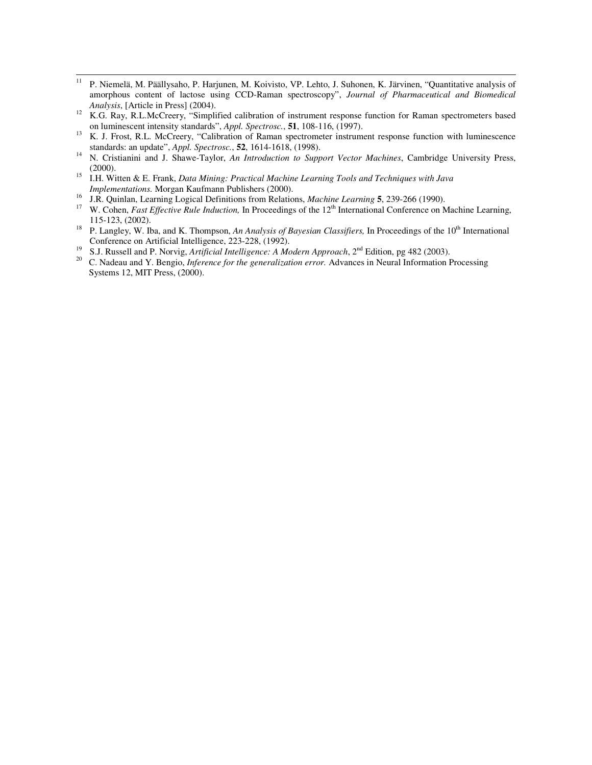[11] P. Niemelä, M. Päällysaho, P. Harjunen, M. Koivisto, VP. Lehto, J. Suhonen, K. Järvinen, "Quantitative analysis of amorphous content of lactose using CCD-Raman spectroscopy", *Journal of Pharmaceutical and Biomedical Analysis*, [Article in Press] (2004).

[12] K.G. Ray, R.L.McCreery, "Simplified calibration of instrument response function for Raman spectrometers based on luminescent intensity standards", *Appl. Spectrosc.*, **51**, 108-116, (1997).

[13] K. J. Frost, R.L. McCreery, "Calibration of Raman spectrometer instrument response function with luminescence standards: an update", *Appl. Spectrosc.*, **52**, 1614-1618, (1998).

[14] N. Cristianini and J. Shawe-Taylor, *An Introduction to Support Vector Machines*, Cambridge University Press, (2000).

[15] I.H. Witten & E. Frank, *Data Mining: Practical Machine Learning Tools and Techniques with Java Implementations.* Morgan Kaufmann Publishers (2000).

[16] J.R. Quinlan, Learning Logical Definitions from Relations, *Machine Learning* **5**, 239-266 (1990).

[17] W. Cohen, *Fast Effective Rule Induction,* In Proceedings of the 12th International Conference on Machine Learning, 115-123, (2002).

[18] P. Langley, W. Iba, and K. Thompson, *An Analysis of Bayesian Classifiers,* In Proceedings of the 10th International Conference on Artificial Intelligence, 223-228, (1992).

[19] S.J. Russell and P. Norvig, *Artificial Intelligence: A Modern Approach*, 2nd Edition, pg 482 (2003).

[20] C. Nadeau and Y. Bengio, *Inference for the generalization error.* Advances in Neural Information Processing Systems 12, MIT Press, (2000).